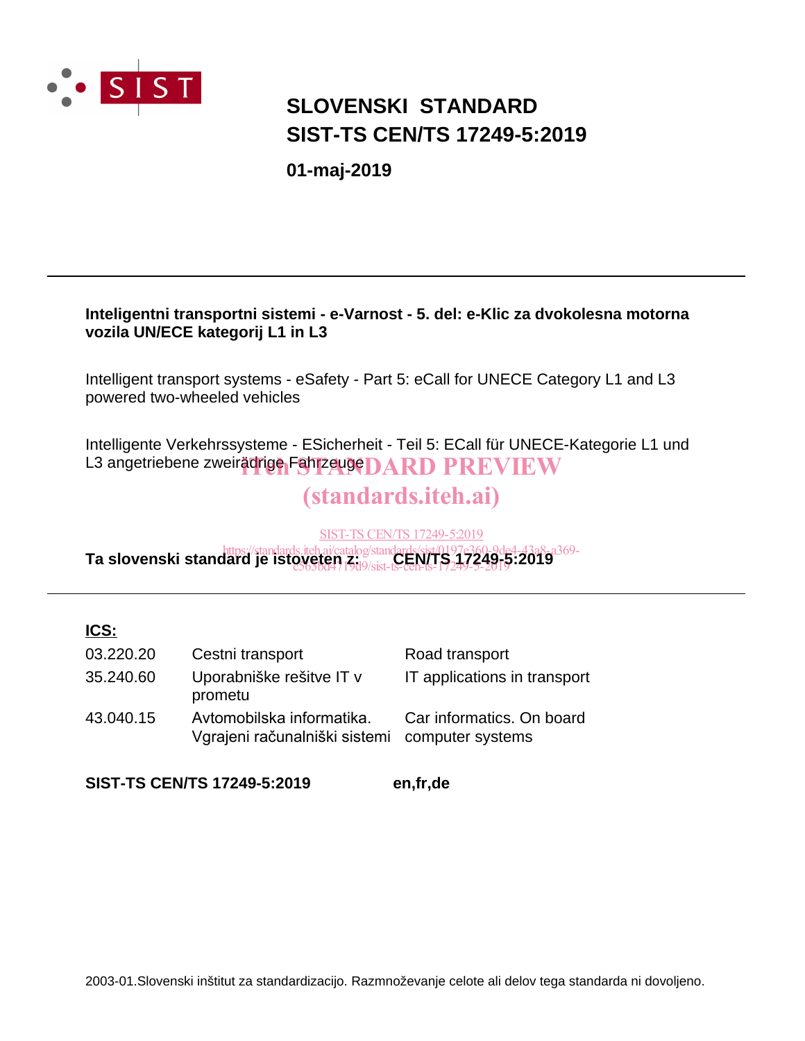# SLOVENSKI STANDARD
# SIST-TS CEN/TS 17249-5:2019

**01-maj-2019**

---

**Inteligentni transportni sistemi - e-Varnost - 5. del: e-Klic za dvokolesna motorna vozila UN/ECE kategorij L1 in L3**

Intelligent transport systems - eSafety - Part 5: eCall for UNECE Category L1 and L3 powered two-wheeled vehicles

Intelligente Verkehrssysteme - ESicherheit - Teil 5: ECall für UNECE-Kategorie L1 und L3 angetriebene zweirädrige Fahrzeuge

iTeh STANDARD PREVIEW
(standards.iteh.ai)

SIST-TS CEN/TS 17249-5:2019
https://standards.iteh.ai/catalog/standards/sist/0197e360-9de4-43a8-a369-c563bd4719d9/sist-ts-cen-ts-17249-5-2019

**Ta slovenski standard je istoveten z: CEN/TS 17249-5:2019**

---

**ICS:**

| | | |
|---|---|---|
| 03.220.20 | Cestni transport | Road transport |
| 35.240.60 | Uporabniške rešitve IT v prometu | IT applications in transport |
| 43.040.15 | Avtomobilska informatika. Vgrajeni računalniški sistemi | Car informatics. On board computer systems |

**SIST-TS CEN/TS 17249-5:2019** **en,fr,de**

2003-01.Slovenski inštitut za standardizacijo. Razmnoževanje celote ali delov tega standarda ni dovoljeno.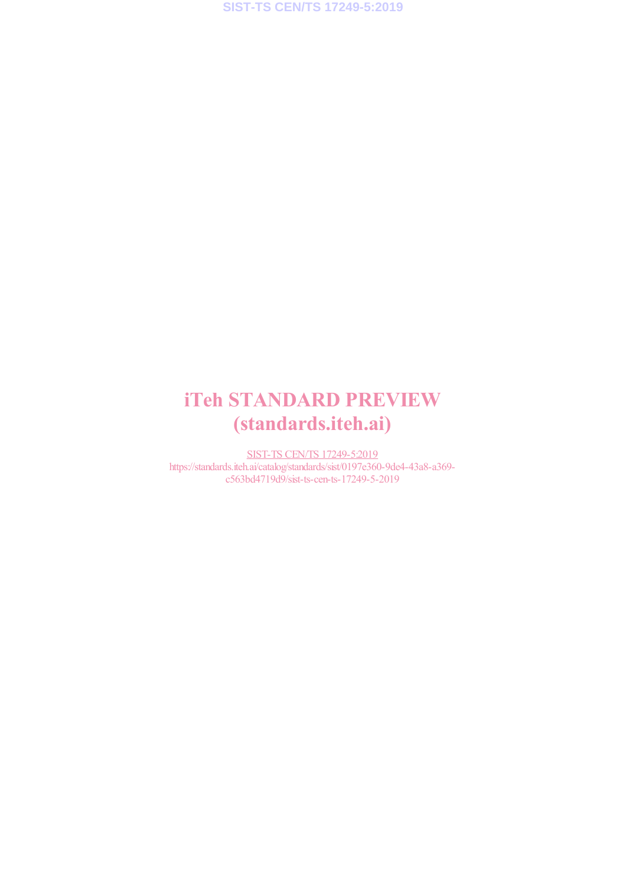iTeh STANDARD PREVIEW
(standards.iteh.ai)

SIST-TS CEN/TS 17249-5:2019
https://standards.iteh.ai/catalog/standards/sist/0197e360-9de4-43a8-a369-c563bd4719d9/sist-ts-cen-ts-17249-5-2019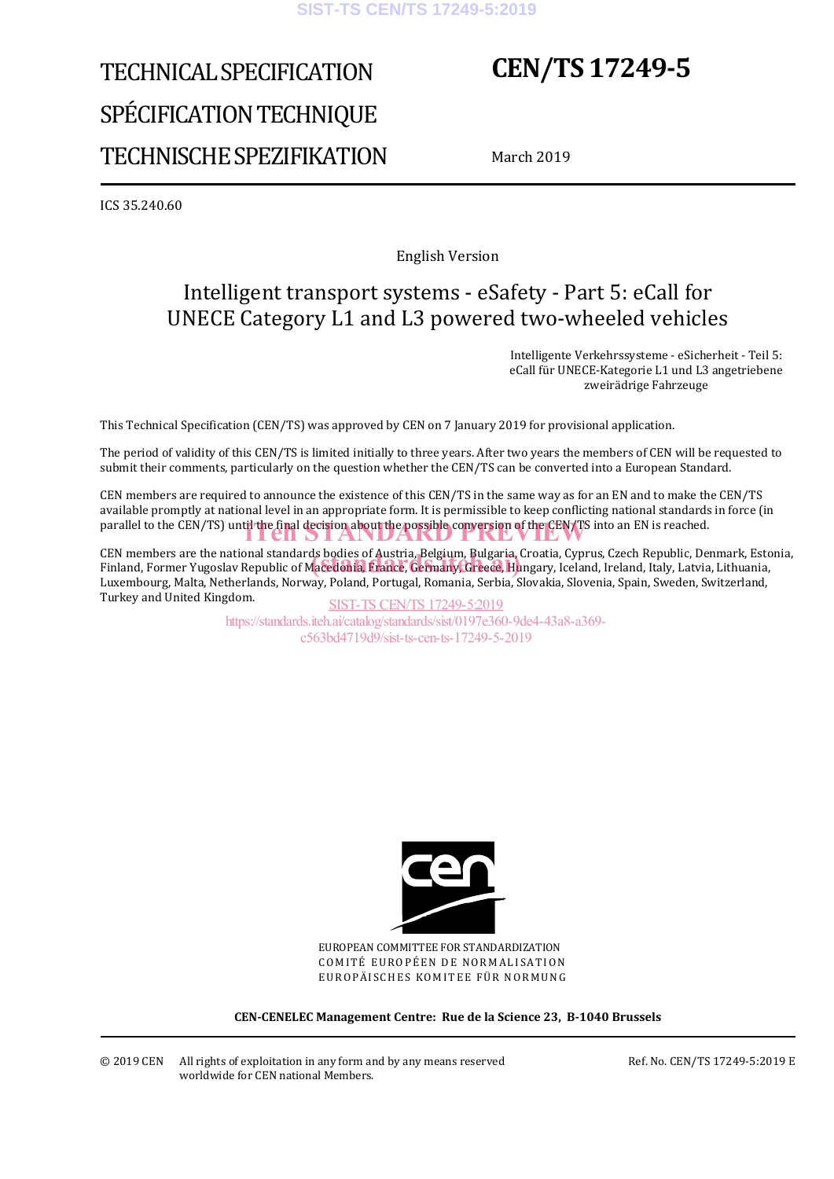TECHNICAL SPECIFICATION

SPÉCIFICATION TECHNIQUE

TECHNISCHE SPEZIFIKATION

# CEN/TS 17249-5

March 2019

ICS 35.240.60

English Version

## Intelligent transport systems - eSafety - Part 5: eCall for UNECE Category L1 and L3 powered two-wheeled vehicles

Intelligente Verkehrssysteme - eSicherheit - Teil 5: eCall für UNECE-Kategorie L1 und L3 angetriebene zweirädrige Fahrzeuge

This Technical Specification (CEN/TS) was approved by CEN on 7 January 2019 for provisional application.

The period of validity of this CEN/TS is limited initially to three years. After two years the members of CEN will be requested to submit their comments, particularly on the question whether the CEN/TS can be converted into a European Standard.

CEN members are required to announce the existence of this CEN/TS in the same way as for an EN and to make the CEN/TS available promptly at national level in an appropriate form. It is permissible to keep conflicting national standards in force (in parallel to the CEN/TS) until the final decision about the possible conversion of the CEN/TS into an EN is reached.

CEN members are the national standards bodies of Austria, Belgium, Bulgaria, Croatia, Cyprus, Czech Republic, Denmark, Estonia, Finland, Former Yugoslav Republic of Macedonia, France, Germany, Greece, Hungary, Iceland, Ireland, Italy, Latvia, Lithuania, Luxembourg, Malta, Netherlands, Norway, Poland, Portugal, Romania, Serbia, Slovakia, Slovenia, Spain, Sweden, Switzerland, Turkey and United Kingdom.

EUROPEAN COMMITTEE FOR STANDARDIZATION
COMITÉ EUROPÉEN DE NORMALISATION
EUROPÄISCHES KOMITEE FÜR NORMUNG

**CEN-CENELEC Management Centre: Rue de la Science 23, B-1040 Brussels**

© 2019 CEN All rights of exploitation in any form and by any means reserved worldwide for CEN national Members.

Ref. No. CEN/TS 17249-5:2019 E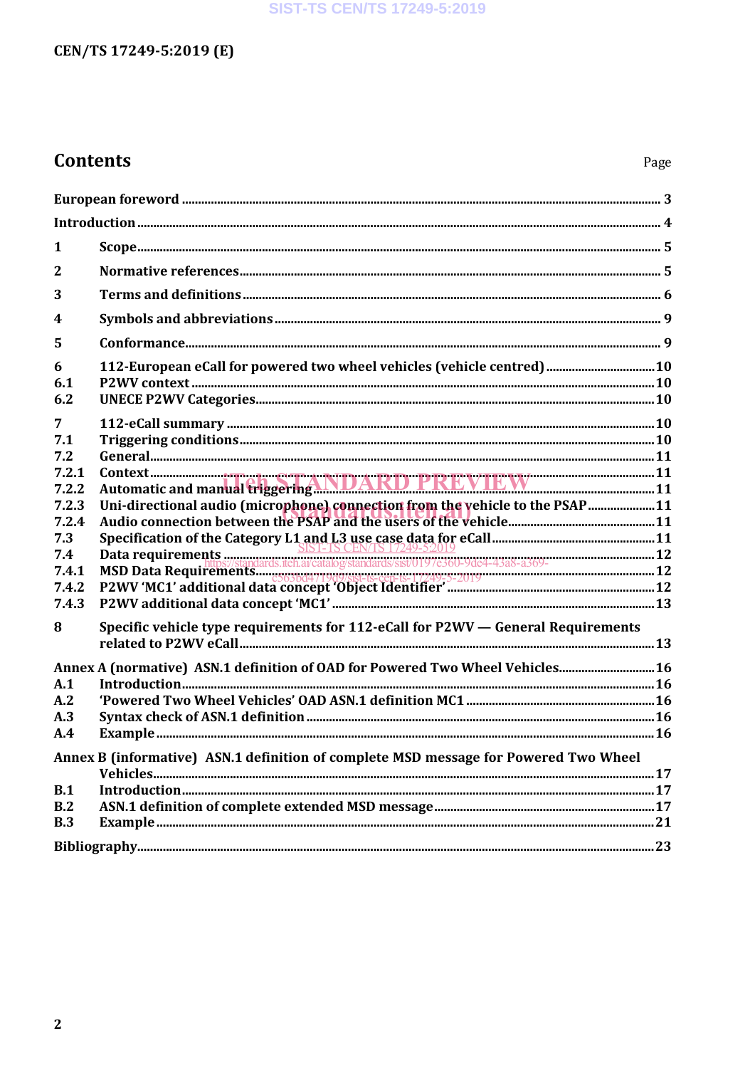# Contents

Page

European foreword ... 3

Introduction ... 4

1 Scope ... 5

2 Normative references ... 5

3 Terms and definitions ... 6

4 Symbols and abbreviations ... 9

5 Conformance ... 9

6 112-European eCall for powered two wheel vehicles (vehicle centred) ... 10

6.1 P2WV context ... 10

6.2 UNECE P2WV Categories ... 10

7 112-eCall summary ... 10

7.1 Triggering conditions ... 10

7.2 General ... 11

7.2.1 Context ... 11

7.2.2 Automatic and manual triggering ... 11

7.2.3 Uni-directional audio (microphone) connection from the vehicle to the PSAP ... 11

7.2.4 Audio connection between the PSAP and the users of the vehicle ... 11

7.3 Specification of the Category L1 and L3 use case data for eCall ... 11

7.4 Data requirements ... 12

7.4.1 MSD Data Requirements ... 12

7.4.2 P2WV 'MC1' additional data concept 'Object Identifier' ... 12

7.4.3 P2WV additional data concept 'MC1' ... 13

8 Specific vehicle type requirements for 112-eCall for P2WV — General Requirements related to P2WV eCall ... 13

Annex A (normative) ASN.1 definition of OAD for Powered Two Wheel Vehicles ... 16

A.1 Introduction ... 16

A.2 'Powered Two Wheel Vehicles' OAD ASN.1 definition MC1 ... 16

A.3 Syntax check of ASN.1 definition ... 16

A.4 Example ... 16

Annex B (informative) ASN.1 definition of complete MSD message for Powered Two Wheel Vehicles ... 17

B.1 Introduction ... 17

B.2 ASN.1 definition of complete extended MSD message ... 17

B.3 Example ... 21

Bibliography ... 23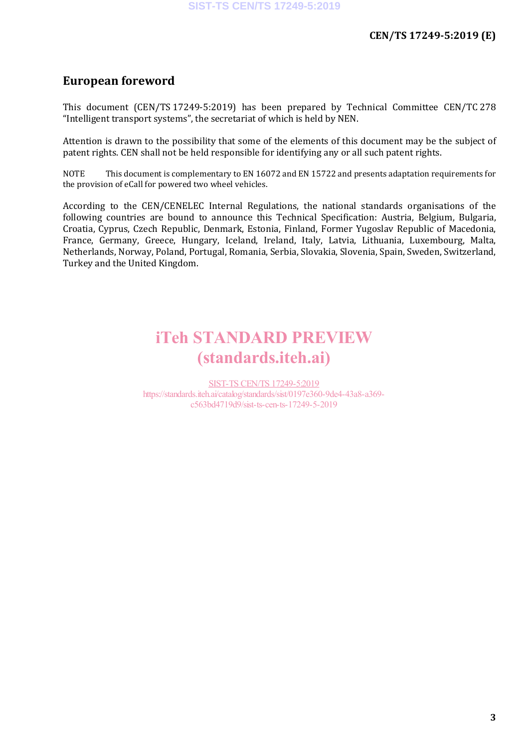# European foreword

This document (CEN/TS 17249-5:2019) has been prepared by Technical Committee CEN/TC 278 “Intelligent transport systems”, the secretariat of which is held by NEN.

Attention is drawn to the possibility that some of the elements of this document may be the subject of patent rights. CEN shall not be held responsible for identifying any or all such patent rights.

NOTE This document is complementary to EN 16072 and EN 15722 and presents adaptation requirements for the provision of eCall for powered two wheel vehicles.

According to the CEN/CENELEC Internal Regulations, the national standards organisations of the following countries are bound to announce this Technical Specification: Austria, Belgium, Bulgaria, Croatia, Cyprus, Czech Republic, Denmark, Estonia, Finland, Former Yugoslav Republic of Macedonia, France, Germany, Greece, Hungary, Iceland, Ireland, Italy, Latvia, Lithuania, Luxembourg, Malta, Netherlands, Norway, Poland, Portugal, Romania, Serbia, Slovakia, Slovenia, Spain, Sweden, Switzerland, Turkey and the United Kingdom.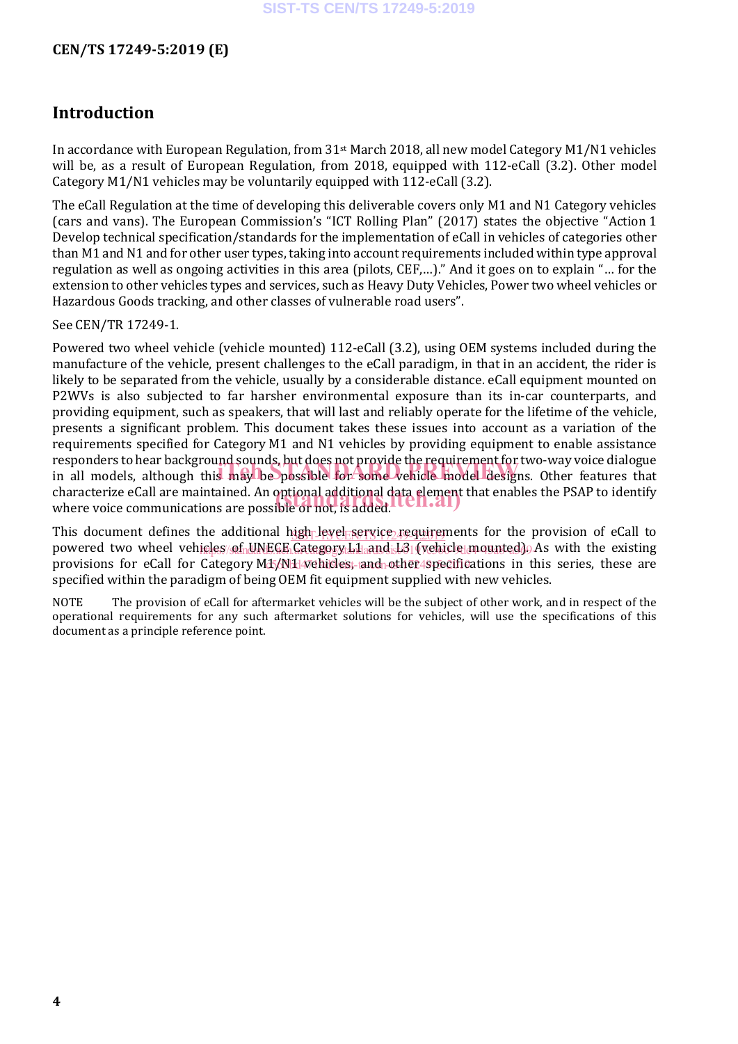# Introduction

In accordance with European Regulation, from 31st March 2018, all new model Category M1/N1 vehicles will be, as a result of European Regulation, from 2018, equipped with 112-eCall (3.2). Other model Category M1/N1 vehicles may be voluntarily equipped with 112-eCall (3.2).

The eCall Regulation at the time of developing this deliverable covers only M1 and N1 Category vehicles (cars and vans). The European Commission's "ICT Rolling Plan" (2017) states the objective "Action 1 Develop technical specification/standards for the implementation of eCall in vehicles of categories other than M1 and N1 and for other user types, taking into account requirements included within type approval regulation as well as ongoing activities in this area (pilots, CEF,…)." And it goes on to explain "… for the extension to other vehicles types and services, such as Heavy Duty Vehicles, Power two wheel vehicles or Hazardous Goods tracking, and other classes of vulnerable road users".

See CEN/TR 17249-1.

Powered two wheel vehicle (vehicle mounted) 112-eCall (3.2), using OEM systems included during the manufacture of the vehicle, present challenges to the eCall paradigm, in that in an accident, the rider is likely to be separated from the vehicle, usually by a considerable distance. eCall equipment mounted on P2WVs is also subjected to far harsher environmental exposure than its in-car counterparts, and providing equipment, such as speakers, that will last and reliably operate for the lifetime of the vehicle, presents a significant problem. This document takes these issues into account as a variation of the requirements specified for Category M1 and N1 vehicles by providing equipment to enable assistance responders to hear background sounds, but does not provide the requirement for two-way voice dialogue in all models, although this may be possible for some vehicle model designs. Other features that characterize eCall are maintained. An optional additional data element that enables the PSAP to identify where voice communications are possible or not, is added.

This document defines the additional high level service requirements for the provision of eCall to powered two wheel vehicles of UNECE Category L1 and L3 (vehicle mounted). As with the existing provisions for eCall for Category M1/N1 vehicles, and other specifications in this series, these are specified within the paradigm of being OEM fit equipment supplied with new vehicles.

NOTE The provision of eCall for aftermarket vehicles will be the subject of other work, and in respect of the operational requirements for any such aftermarket solutions for vehicles, will use the specifications of this document as a principle reference point.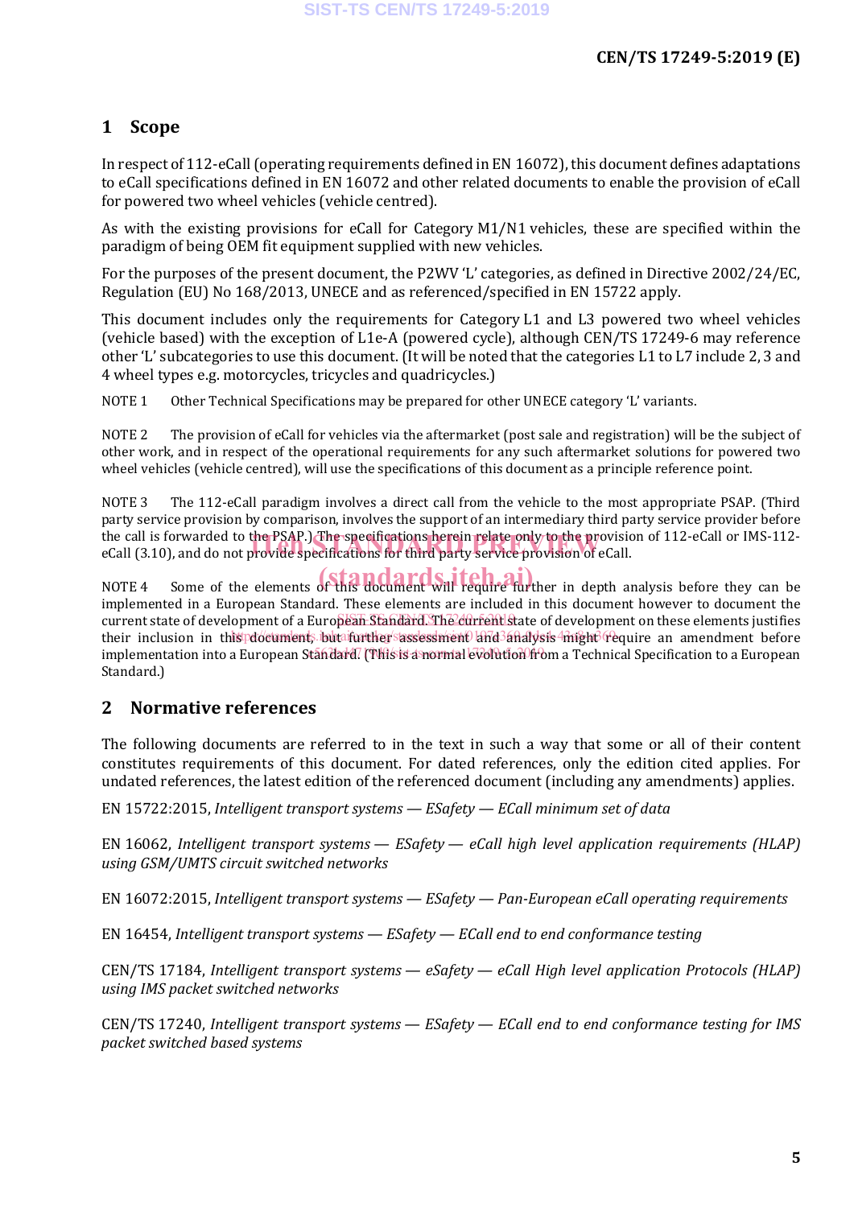# 1 Scope

In respect of 112-eCall (operating requirements defined in EN 16072), this document defines adaptations to eCall specifications defined in EN 16072 and other related documents to enable the provision of eCall for powered two wheel vehicles (vehicle centred).

As with the existing provisions for eCall for Category M1/N1 vehicles, these are specified within the paradigm of being OEM fit equipment supplied with new vehicles.

For the purposes of the present document, the P2WV 'L' categories, as defined in Directive 2002/24/EC, Regulation (EU) No 168/2013, UNECE and as referenced/specified in EN 15722 apply.

This document includes only the requirements for Category L1 and L3 powered two wheel vehicles (vehicle based) with the exception of L1e-A (powered cycle), although CEN/TS 17249-6 may reference other 'L' subcategories to use this document. (It will be noted that the categories L1 to L7 include 2, 3 and 4 wheel types e.g. motorcycles, tricycles and quadricycles.)

NOTE 1 Other Technical Specifications may be prepared for other UNECE category 'L' variants.

NOTE 2 The provision of eCall for vehicles via the aftermarket (post sale and registration) will be the subject of other work, and in respect of the operational requirements for any such aftermarket solutions for powered two wheel vehicles (vehicle centred), will use the specifications of this document as a principle reference point.

NOTE 3 The 112-eCall paradigm involves a direct call from the vehicle to the most appropriate PSAP. (Third party service provision by comparison, involves the support of an intermediary third party service provider before the call is forwarded to the PSAP.) The specifications herein relate only to the provision of 112-eCall or IMS-112-eCall (3.10), and do not provide specifications for third party service provision of eCall.

NOTE 4 Some of the elements of this document will require further in depth analysis before they can be implemented in a European Standard. These elements are included in this document however to document the current state of development of a European Standard. The current state of development on these elements justifies their inclusion in this document, but further assessment and analysis might require an amendment before implementation into a European Standard. (This is a normal evolution from a Technical Specification to a European Standard.)

# 2 Normative references

The following documents are referred to in the text in such a way that some or all of their content constitutes requirements of this document. For dated references, only the edition cited applies. For undated references, the latest edition of the referenced document (including any amendments) applies.

EN 15722:2015, *Intelligent transport systems — ESafety — ECall minimum set of data*

EN 16062, *Intelligent transport systems — ESafety — eCall high level application requirements (HLAP) using GSM/UMTS circuit switched networks*

EN 16072:2015, *Intelligent transport systems — ESafety — Pan-European eCall operating requirements*

EN 16454, *Intelligent transport systems — ESafety — ECall end to end conformance testing*

CEN/TS 17184, *Intelligent transport systems — eSafety — eCall High level application Protocols (HLAP) using IMS packet switched networks*

CEN/TS 17240, *Intelligent transport systems — ESafety — ECall end to end conformance testing for IMS packet switched based systems*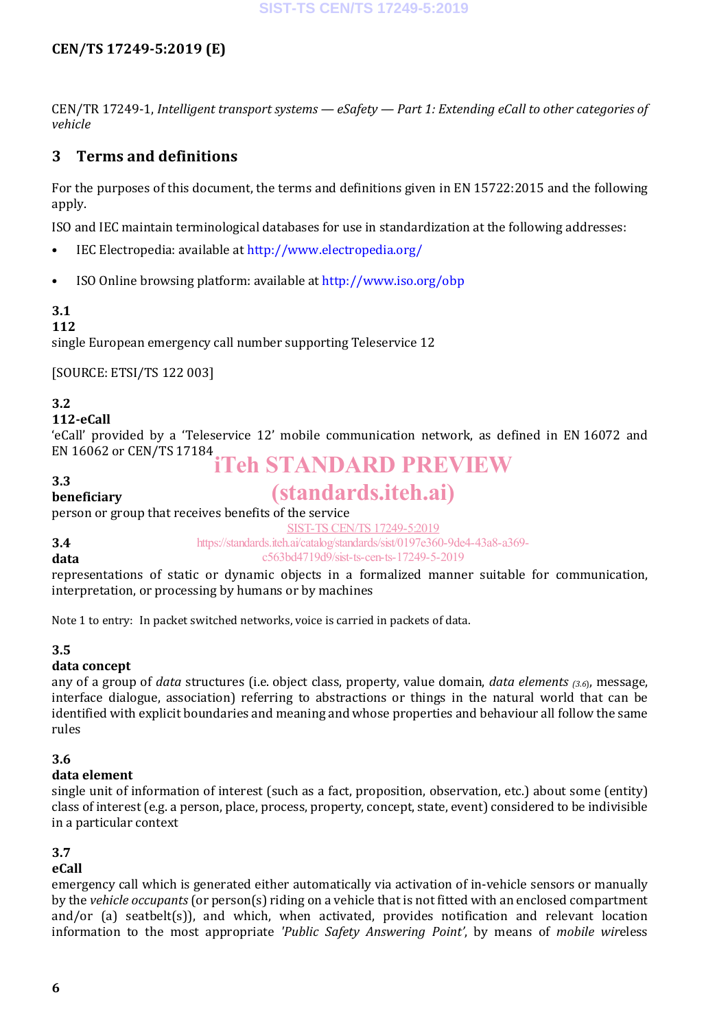CEN/TR 17249-1, *Intelligent transport systems — eSafety — Part 1: Extending eCall to other categories of vehicle*

## 3 Terms and definitions

For the purposes of this document, the terms and definitions given in EN 15722:2015 and the following apply.

ISO and IEC maintain terminological databases for use in standardization at the following addresses:

- IEC Electropedia: available at http://www.electropedia.org/
- ISO Online browsing platform: available at http://www.iso.org/obp

**3.1**
**112**
single European emergency call number supporting Teleservice 12

[SOURCE: ETSI/TS 122 003]

**3.2**
**112-eCall**
'eCall' provided by a 'Teleservice 12' mobile communication network, as defined in EN 16072 and EN 16062 or CEN/TS 17184

**3.3**
**beneficiary**
person or group that receives benefits of the service

**3.4**
**data**
representations of static or dynamic objects in a formalized manner suitable for communication, interpretation, or processing by humans or by machines

Note 1 to entry: In packet switched networks, voice is carried in packets of data.

**3.5**
**data concept**
any of a group of *data* structures (i.e. object class, property, value domain, *data elements* *(3.6)*, message, interface dialogue, association) referring to abstractions or things in the natural world that can be identified with explicit boundaries and meaning and whose properties and behaviour all follow the same rules

**3.6**
**data element**
single unit of information of interest (such as a fact, proposition, observation, etc.) about some (entity) class of interest (e.g. a person, place, process, property, concept, state, event) considered to be indivisible in a particular context

**3.7**
**eCall**
emergency call which is generated either automatically via activation of in-vehicle sensors or manually by the *vehicle occupants* (or person(s) riding on a vehicle that is not fitted with an enclosed compartment and/or (a) seatbelt(s)), and which, when activated, provides notification and relevant location information to the most appropriate *'Public Safety Answering Point'*, by means of *mobile wire*less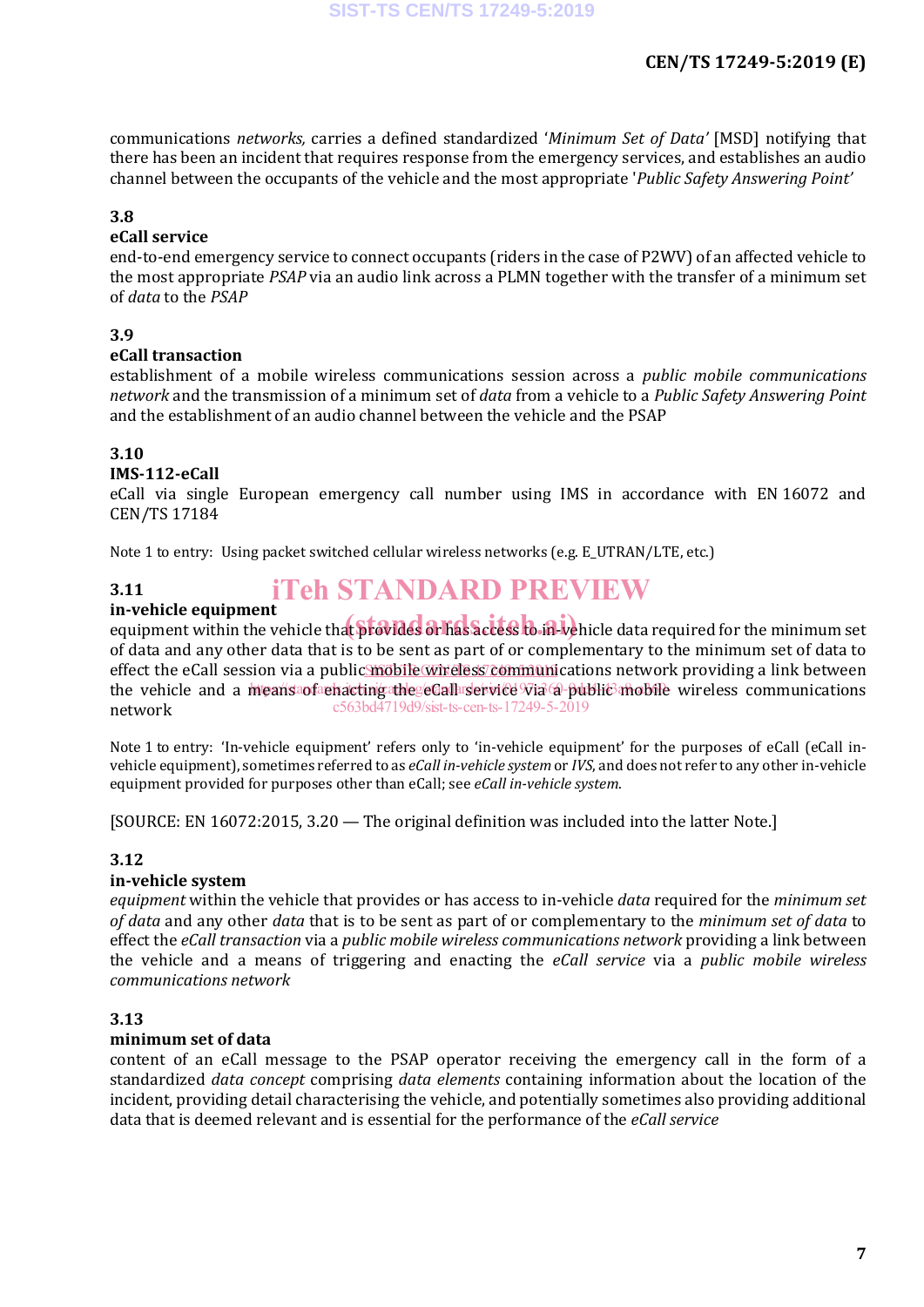communications *networks,* carries a defined standardized '*Minimum Set of Data'* [MSD] notifying that there has been an incident that requires response from the emergency services, and establishes an audio channel between the occupants of the vehicle and the most appropriate '*Public Safety Answering Point'*

### 3.8
**eCall service**

end-to-end emergency service to connect occupants (riders in the case of P2WV) of an affected vehicle to the most appropriate *PSAP* via an audio link across a PLMN together with the transfer of a minimum set of *data* to the *PSAP*

### 3.9
**eCall transaction**

establishment of a mobile wireless communications session across a *public mobile communications network* and the transmission of a minimum set of *data* from a vehicle to a *Public Safety Answering Point* and the establishment of an audio channel between the vehicle and the PSAP

### 3.10
**IMS-112-eCall**

eCall via single European emergency call number using IMS in accordance with EN 16072 and CEN/TS 17184

Note 1 to entry: Using packet switched cellular wireless networks (e.g. E_UTRAN/LTE, etc.)

### 3.11
**in-vehicle equipment**

equipment within the vehicle that provides or has access to in-vehicle data required for the minimum set of data and any other data that is to be sent as part of or complementary to the minimum set of data to effect the eCall session via a public mobile wireless communications network providing a link between the vehicle and a means of enacting the eCall service via a public mobile wireless communications network

Note 1 to entry: 'In-vehicle equipment' refers only to 'in-vehicle equipment' for the purposes of eCall (eCall in-vehicle equipment), sometimes referred to as *eCall in-vehicle system* or *IVS*, and does not refer to any other in-vehicle equipment provided for purposes other than eCall; see *eCall in-vehicle system*.

[SOURCE: EN 16072:2015, 3.20 — The original definition was included into the latter Note.]

### 3.12
**in-vehicle system**

*equipment* within the vehicle that provides or has access to in-vehicle *data* required for the *minimum set of data* and any other *data* that is to be sent as part of or complementary to the *minimum set of data* to effect the *eCall transaction* via a *public mobile wireless communications network* providing a link between the vehicle and a means of triggering and enacting the *eCall service* via a *public mobile wireless communications network*

### 3.13
**minimum set of data**

content of an eCall message to the PSAP operator receiving the emergency call in the form of a standardized *data concept* comprising *data elements* containing information about the location of the incident, providing detail characterising the vehicle, and potentially sometimes also providing additional data that is deemed relevant and is essential for the performance of the *eCall service*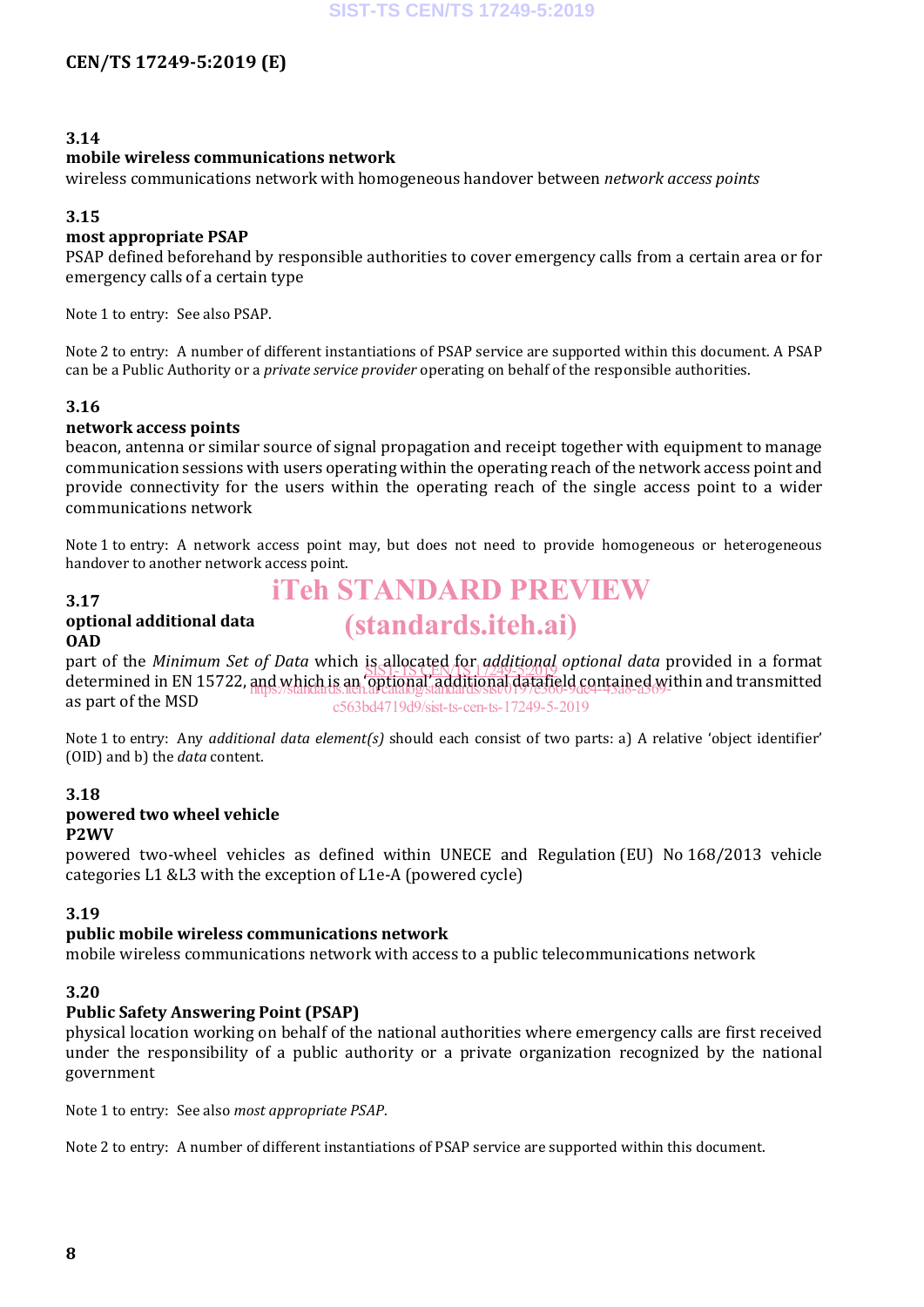**3.14**

**mobile wireless communications network**

wireless communications network with homogeneous handover between *network access points*

**3.15**

**most appropriate PSAP**

PSAP defined beforehand by responsible authorities to cover emergency calls from a certain area or for emergency calls of a certain type

Note 1 to entry: See also PSAP.

Note 2 to entry: A number of different instantiations of PSAP service are supported within this document. A PSAP can be a Public Authority or a *private service provider* operating on behalf of the responsible authorities.

**3.16**

**network access points**

beacon, antenna or similar source of signal propagation and receipt together with equipment to manage communication sessions with users operating within the operating reach of the network access point and provide connectivity for the users within the operating reach of the single access point to a wider communications network

Note 1 to entry: A network access point may, but does not need to provide homogeneous or heterogeneous handover to another network access point.

**3.17**

**optional additional data**

**OAD**

part of the *Minimum Set of Data* which is allocated for *additional optional data* provided in a format determined in EN 15722, and which is an 'optional' additional datafield contained within and transmitted as part of the MSD

Note 1 to entry: Any *additional data element(s)* should each consist of two parts: a) A relative 'object identifier' (OID) and b) the *data* content.

**3.18**

**powered two wheel vehicle**

**P2WV**

powered two-wheel vehicles as defined within UNECE and Regulation (EU) No 168/2013 vehicle categories L1 &L3 with the exception of L1e-A (powered cycle)

**3.19**

**public mobile wireless communications network**

mobile wireless communications network with access to a public telecommunications network

**3.20**

**Public Safety Answering Point (PSAP)**

physical location working on behalf of the national authorities where emergency calls are first received under the responsibility of a public authority or a private organization recognized by the national government

Note 1 to entry: See also *most appropriate PSAP*.

Note 2 to entry: A number of different instantiations of PSAP service are supported within this document.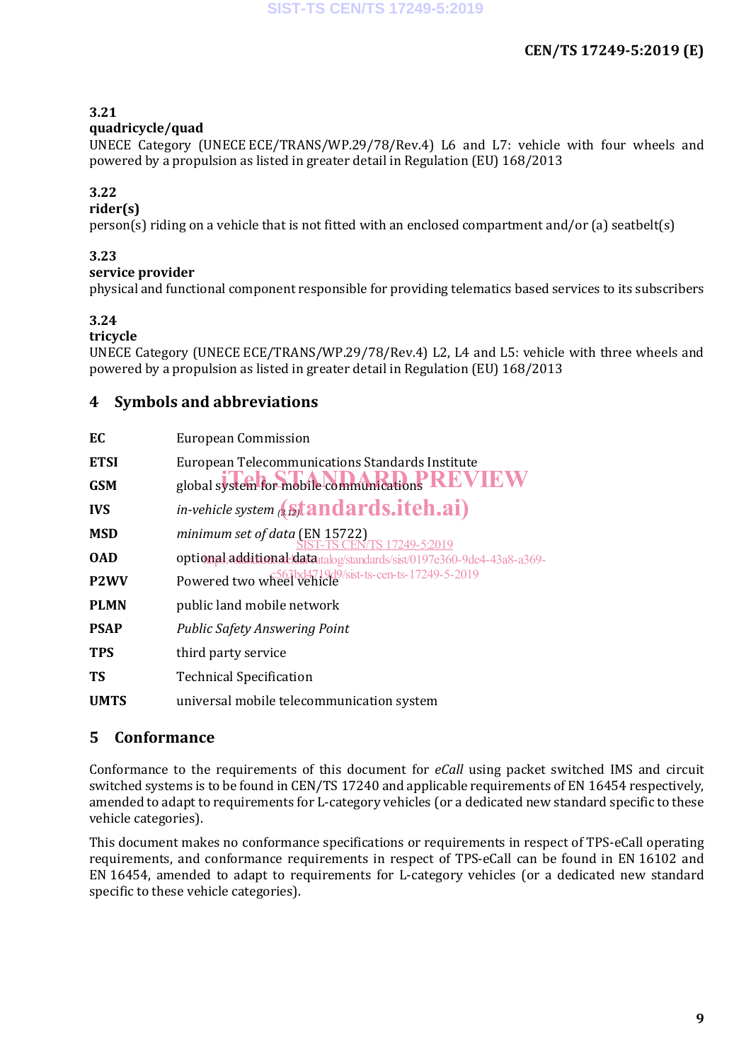**3.21**
**quadricycle/quad**
UNECE Category (UNECE ECE/TRANS/WP.29/78/Rev.4) L6 and L7: vehicle with four wheels and powered by a propulsion as listed in greater detail in Regulation (EU) 168/2013

**3.22**
**rider(s)**
person(s) riding on a vehicle that is not fitted with an enclosed compartment and/or (a) seatbelt(s)

**3.23**
**service provider**
physical and functional component responsible for providing telematics based services to its subscribers

**3.24**
**tricycle**
UNECE Category (UNECE ECE/TRANS/WP.29/78/Rev.4) L2, L4 and L5: vehicle with three wheels and powered by a propulsion as listed in greater detail in Regulation (EU) 168/2013

## 4 Symbols and abbreviations

| | |
|---|---|
| **EC** | European Commission |
| **ETSI** | European Telecommunications Standards Institute |
| **GSM** | global system for mobile communications |
| **IVS** | *in-vehicle system* (3.12) |
| **MSD** | *minimum set of data* (EN 15722) |
| **OAD** | optional additional data |
| **P2WV** | Powered two wheel vehicle |
| **PLMN** | public land mobile network |
| **PSAP** | *Public Safety Answering Point* |
| **TPS** | third party service |
| **TS** | Technical Specification |
| **UMTS** | universal mobile telecommunication system |

## 5 Conformance

Conformance to the requirements of this document for *eCall* using packet switched IMS and circuit switched systems is to be found in CEN/TS 17240 and applicable requirements of EN 16454 respectively, amended to adapt to requirements for L-category vehicles (or a dedicated new standard specific to these vehicle categories).

This document makes no conformance specifications or requirements in respect of TPS-eCall operating requirements, and conformance requirements in respect of TPS-eCall can be found in EN 16102 and EN 16454, amended to adapt to requirements for L-category vehicles (or a dedicated new standard specific to these vehicle categories).